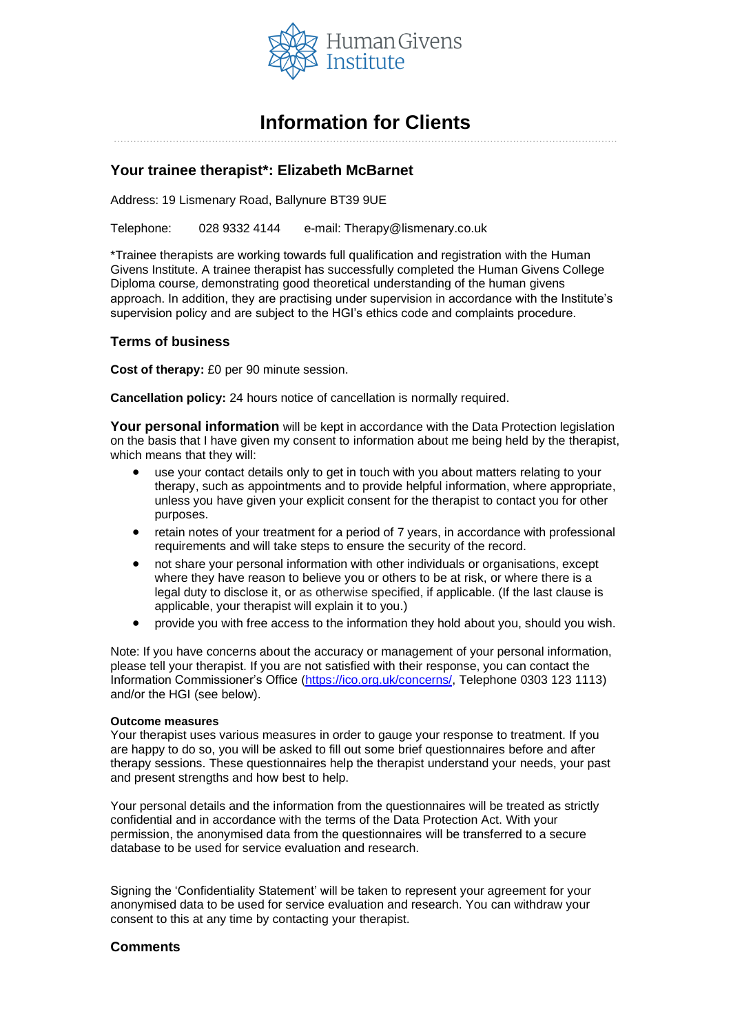Human Givens Institute

# Information for Clients

## Your trainee therapist*: Elizabeth McBarnet

Address: 19 Lismenary Road, Ballynure BT39 9UE

Telephone: 028 9332 4144 e-mail: Therapy@lismenary.co.uk

*Trainee therapists are working towards full qualification and registration with the Human Givens Institute. A trainee therapist has successfully completed the Human Givens College Diploma course, demonstrating good theoretical understanding of the human givens approach. In addition, they are practising under supervision in accordance with the Institute's supervision policy and are subject to the HGI's ethics code and complaints procedure.

### Terms of business

**Cost of therapy:** £0 per 90 minute session.

**Cancellation policy:** 24 hours notice of cancellation is normally required.

**Your personal information** will be kept in accordance with the Data Protection legislation on the basis that I have given my consent to information about me being held by the therapist, which means that they will:

- use your contact details only to get in touch with you about matters relating to your therapy, such as appointments and to provide helpful information, where appropriate, unless you have given your explicit consent for the therapist to contact you for other purposes.
- retain notes of your treatment for a period of 7 years, in accordance with professional requirements and will take steps to ensure the security of the record.
- not share your personal information with other individuals or organisations, except where they have reason to believe you or others to be at risk, or where there is a legal duty to disclose it, or as otherwise specified, if applicable. (If the last clause is applicable, your therapist will explain it to you.)
- provide you with free access to the information they hold about you, should you wish.

Note: If you have concerns about the accuracy or management of your personal information, please tell your therapist. If you are not satisfied with their response, you can contact the Information Commissioner's Office (https://ico.org.uk/concerns/, Telephone 0303 123 1113) and/or the HGI (see below).

**Outcome measures**

Your therapist uses various measures in order to gauge your response to treatment. If you are happy to do so, you will be asked to fill out some brief questionnaires before and after therapy sessions. These questionnaires help the therapist understand your needs, your past and present strengths and how best to help.

Your personal details and the information from the questionnaires will be treated as strictly confidential and in accordance with the terms of the Data Protection Act. With your permission, the anonymised data from the questionnaires will be transferred to a secure database to be used for service evaluation and research.

Signing the 'Confidentiality Statement' will be taken to represent your agreement for your anonymised data to be used for service evaluation and research. You can withdraw your consent to this at any time by contacting your therapist.

### Comments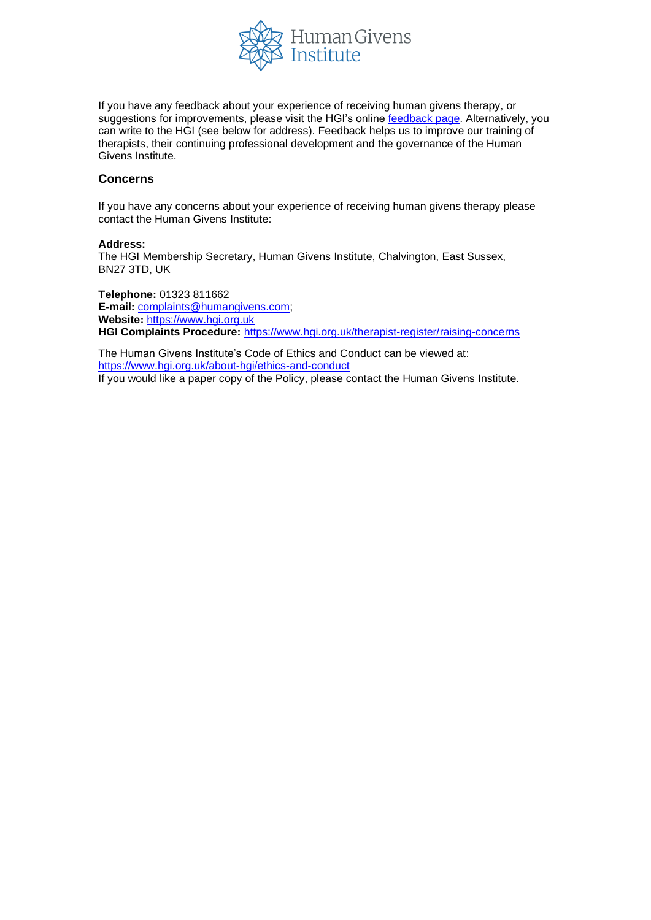If you have any feedback about your experience of receiving human givens therapy, or suggestions for improvements, please visit the HGI's online feedback page. Alternatively, you can write to the HGI (see below for address). Feedback helps us to improve our training of therapists, their continuing professional development and the governance of the Human Givens Institute.

## Concerns

If you have any concerns about your experience of receiving human givens therapy please contact the Human Givens Institute:

**Address:**
The HGI Membership Secretary, Human Givens Institute, Chalvington, East Sussex, BN27 3TD, UK

**Telephone:** 01323 811662
**E-mail:** complaints@humangivens.com;
**Website:** https://www.hgi.org.uk
**HGI Complaints Procedure:** https://www.hgi.org.uk/therapist-register/raising-concerns

The Human Givens Institute's Code of Ethics and Conduct can be viewed at:
https://www.hgi.org.uk/about-hgi/ethics-and-conduct
If you would like a paper copy of the Policy, please contact the Human Givens Institute.